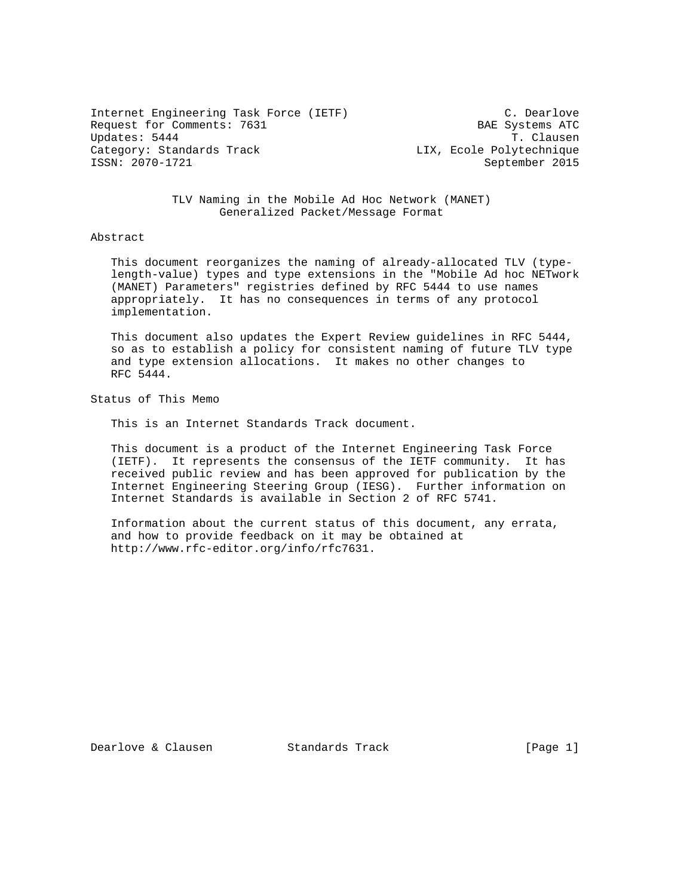Internet Engineering Task Force (IETF) C. Dearlove
Request for Comments: 7631 BAE Systems ATC
Updates: 5444 T. Clausen
Category: Standards Track LIX, Ecole Polytechnique
ISSN: 2070-1721 September 2015

# TLV Naming in the Mobile Ad Hoc Network (MANET) Generalized Packet/Message Format

## Abstract

This document reorganizes the naming of already-allocated TLV (type-length-value) types and type extensions in the "Mobile Ad hoc NETwork (MANET) Parameters" registries defined by RFC 5444 to use names appropriately. It has no consequences in terms of any protocol implementation.

This document also updates the Expert Review guidelines in RFC 5444, so as to establish a policy for consistent naming of future TLV type and type extension allocations. It makes no other changes to RFC 5444.

## Status of This Memo

This is an Internet Standards Track document.

This document is a product of the Internet Engineering Task Force (IETF). It represents the consensus of the IETF community. It has received public review and has been approved for publication by the Internet Engineering Steering Group (IESG). Further information on Internet Standards is available in Section 2 of RFC 5741.

Information about the current status of this document, any errata, and how to provide feedback on it may be obtained at http://www.rfc-editor.org/info/rfc7631.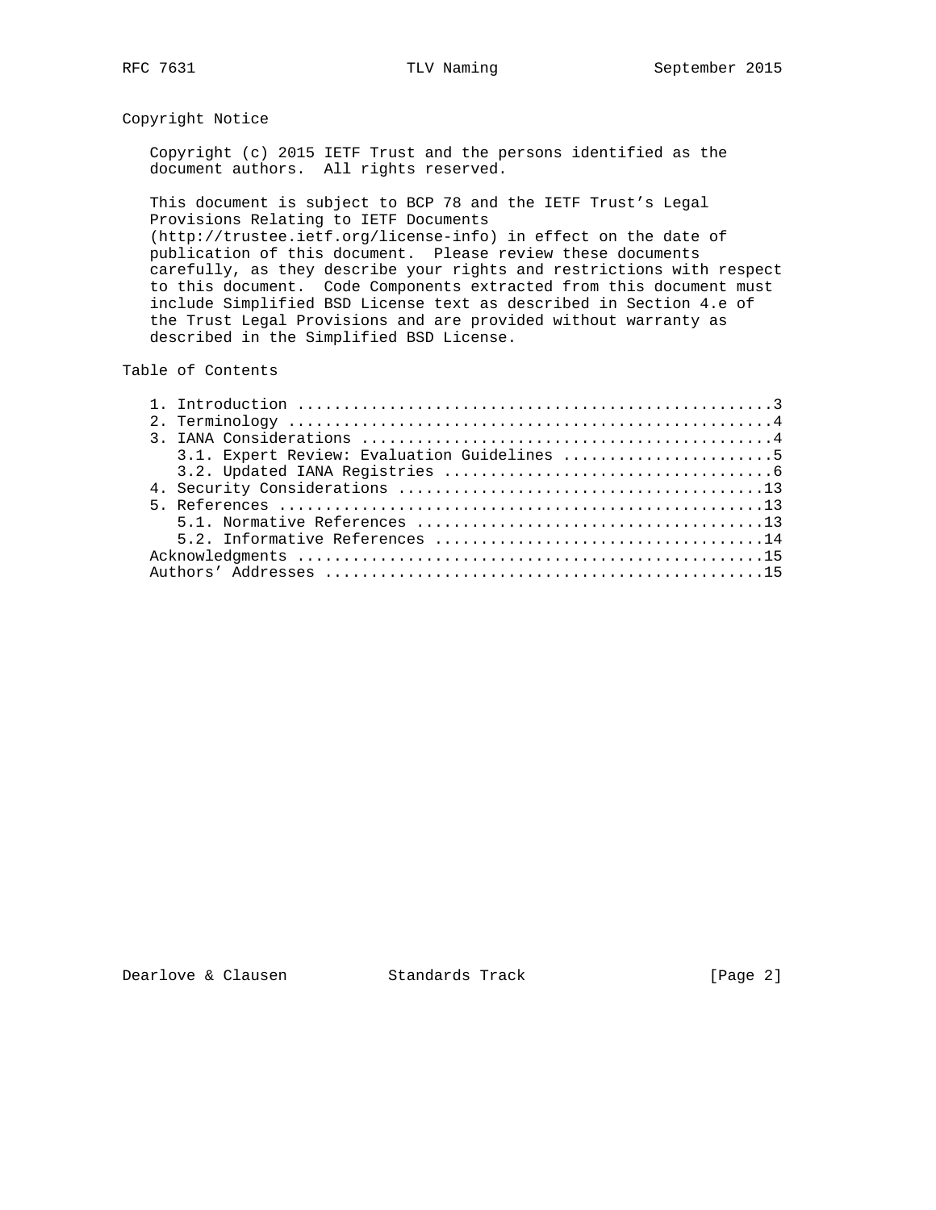## Copyright Notice

Copyright (c) 2015 IETF Trust and the persons identified as the document authors. All rights reserved.

This document is subject to BCP 78 and the IETF Trust's Legal Provisions Relating to IETF Documents (http://trustee.ietf.org/license-info) in effect on the date of publication of this document. Please review these documents carefully, as they describe your rights and restrictions with respect to this document. Code Components extracted from this document must include Simplified BSD License text as described in Section 4.e of the Trust Legal Provisions and are provided without warranty as described in the Simplified BSD License.

## Table of Contents

```
   1. Introduction ....................................................3
   2. Terminology .....................................................4
   3. IANA Considerations .............................................4
      3.1. Expert Review: Evaluation Guidelines .......................5
      3.2. Updated IANA Registries ....................................6
   4. Security Considerations ........................................13
   5. References .....................................................13
      5.1. Normative References ......................................13
      5.2. Informative References ....................................14
   Acknowledgments ...................................................15
   Authors' Addresses ................................................15
```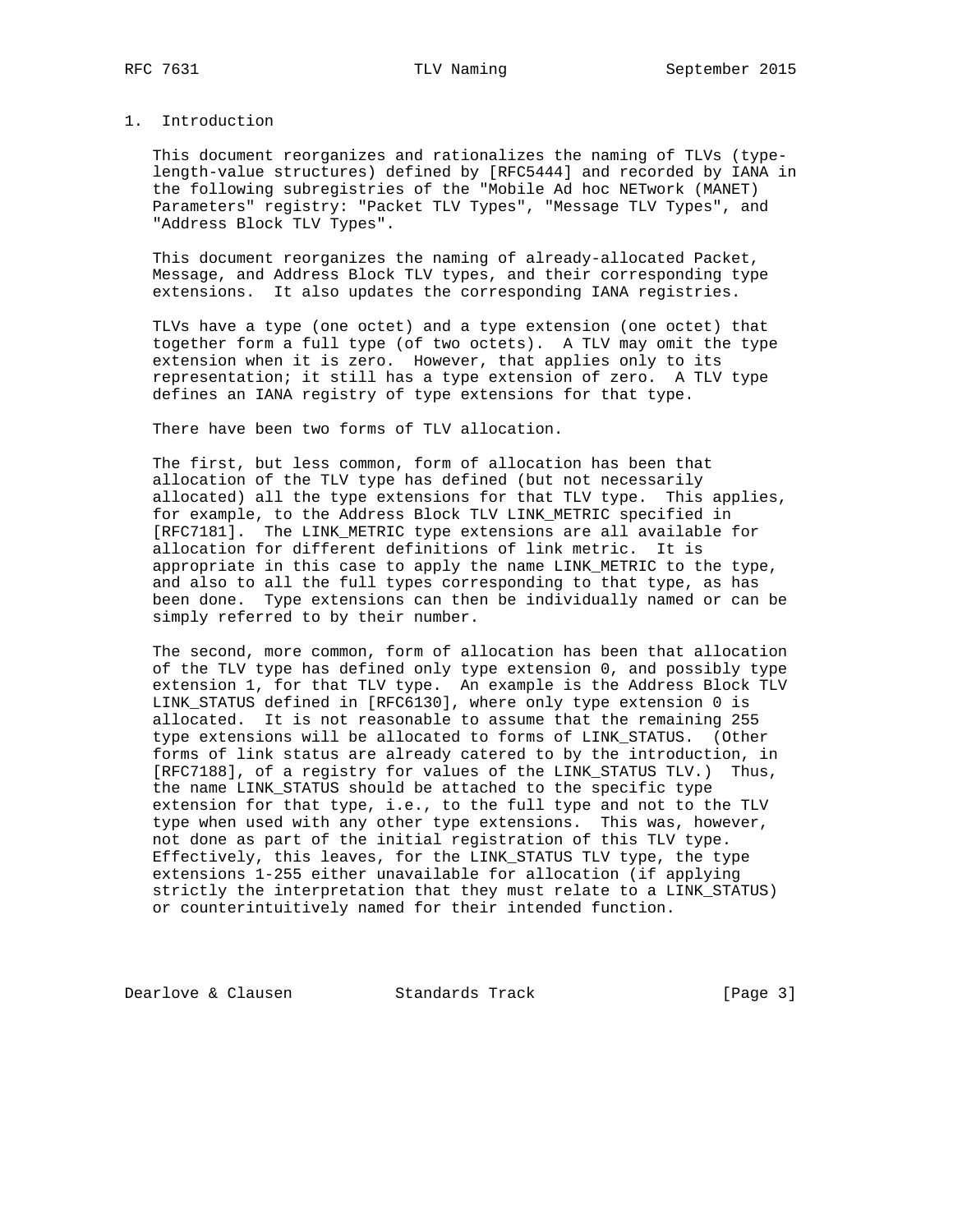# 1. Introduction

This document reorganizes and rationalizes the naming of TLVs (type-length-value structures) defined by [RFC5444] and recorded by IANA in the following subregistries of the "Mobile Ad hoc NETwork (MANET) Parameters" registry: "Packet TLV Types", "Message TLV Types", and "Address Block TLV Types".

This document reorganizes the naming of already-allocated Packet, Message, and Address Block TLV types, and their corresponding type extensions. It also updates the corresponding IANA registries.

TLVs have a type (one octet) and a type extension (one octet) that together form a full type (of two octets). A TLV may omit the type extension when it is zero. However, that applies only to its representation; it still has a type extension of zero. A TLV type defines an IANA registry of type extensions for that type.

There have been two forms of TLV allocation.

The first, but less common, form of allocation has been that allocation of the TLV type has defined (but not necessarily allocated) all the type extensions for that TLV type. This applies, for example, to the Address Block TLV LINK_METRIC specified in [RFC7181]. The LINK_METRIC type extensions are all available for allocation for different definitions of link metric. It is appropriate in this case to apply the name LINK_METRIC to the type, and also to all the full types corresponding to that type, as has been done. Type extensions can then be individually named or can be simply referred to by their number.

The second, more common, form of allocation has been that allocation of the TLV type has defined only type extension 0, and possibly type extension 1, for that TLV type. An example is the Address Block TLV LINK_STATUS defined in [RFC6130], where only type extension 0 is allocated. It is not reasonable to assume that the remaining 255 type extensions will be allocated to forms of LINK_STATUS. (Other forms of link status are already catered to by the introduction, in [RFC7188], of a registry for values of the LINK_STATUS TLV.) Thus, the name LINK_STATUS should be attached to the specific type extension for that type, i.e., to the full type and not to the TLV type when used with any other type extensions. This was, however, not done as part of the initial registration of this TLV type. Effectively, this leaves, for the LINK_STATUS TLV type, the type extensions 1-255 either unavailable for allocation (if applying strictly the interpretation that they must relate to a LINK_STATUS) or counterintuitively named for their intended function.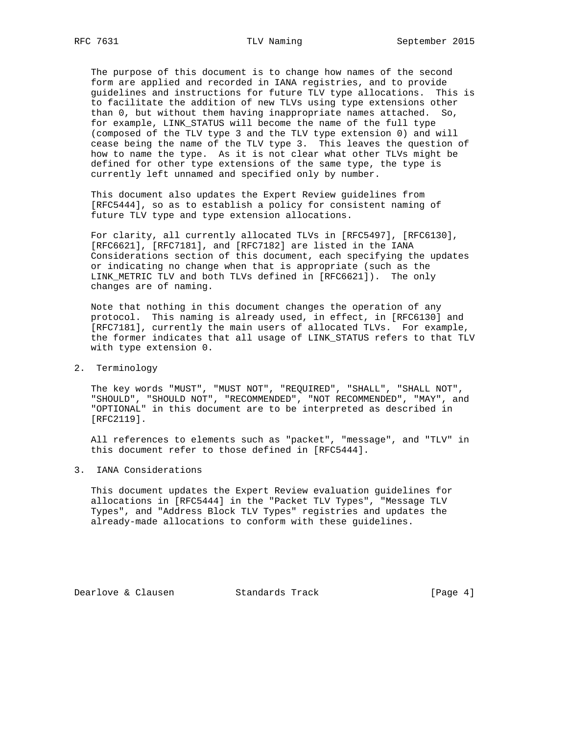The purpose of this document is to change how names of the second form are applied and recorded in IANA registries, and to provide guidelines and instructions for future TLV type allocations. This is to facilitate the addition of new TLVs using type extensions other than 0, but without them having inappropriate names attached. So, for example, LINK_STATUS will become the name of the full type (composed of the TLV type 3 and the TLV type extension 0) and will cease being the name of the TLV type 3. This leaves the question of how to name the type. As it is not clear what other TLVs might be defined for other type extensions of the same type, the type is currently left unnamed and specified only by number.

This document also updates the Expert Review guidelines from [RFC5444], so as to establish a policy for consistent naming of future TLV type and type extension allocations.

For clarity, all currently allocated TLVs in [RFC5497], [RFC6130], [RFC6621], [RFC7181], and [RFC7182] are listed in the IANA Considerations section of this document, each specifying the updates or indicating no change when that is appropriate (such as the LINK_METRIC TLV and both TLVs defined in [RFC6621]). The only changes are of naming.

Note that nothing in this document changes the operation of any protocol. This naming is already used, in effect, in [RFC6130] and [RFC7181], currently the main users of allocated TLVs. For example, the former indicates that all usage of LINK_STATUS refers to that TLV with type extension 0.

## 2. Terminology

The key words "MUST", "MUST NOT", "REQUIRED", "SHALL", "SHALL NOT", "SHOULD", "SHOULD NOT", "RECOMMENDED", "NOT RECOMMENDED", "MAY", and "OPTIONAL" in this document are to be interpreted as described in [RFC2119].

All references to elements such as "packet", "message", and "TLV" in this document refer to those defined in [RFC5444].

## 3. IANA Considerations

This document updates the Expert Review evaluation guidelines for allocations in [RFC5444] in the "Packet TLV Types", "Message TLV Types", and "Address Block TLV Types" registries and updates the already-made allocations to conform with these guidelines.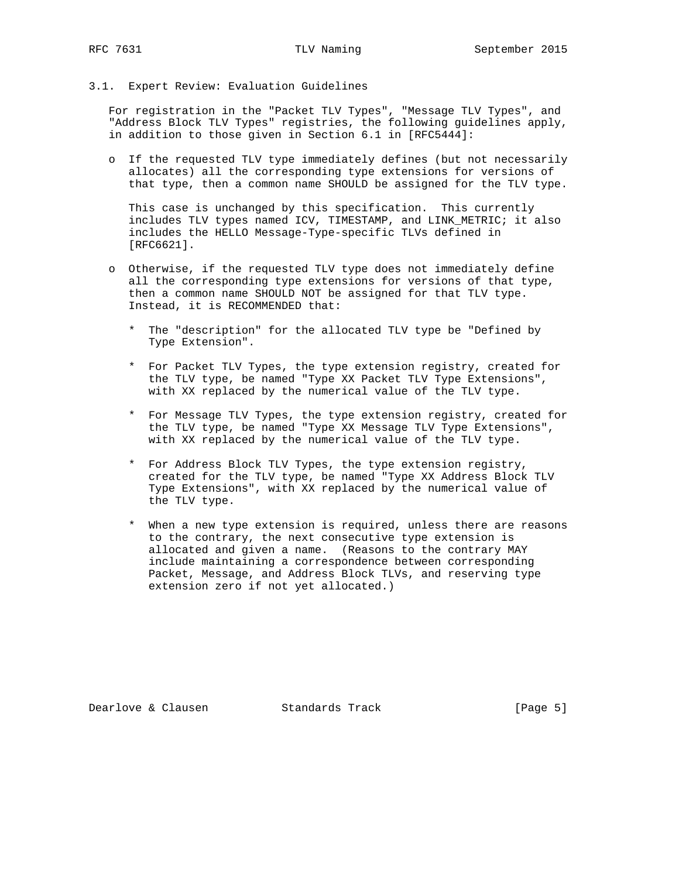### 3.1. Expert Review: Evaluation Guidelines

For registration in the "Packet TLV Types", "Message TLV Types", and "Address Block TLV Types" registries, the following guidelines apply, in addition to those given in Section 6.1 in [RFC5444]:

- If the requested TLV type immediately defines (but not necessarily allocates) all the corresponding type extensions for versions of that type, then a common name SHOULD be assigned for the TLV type.

  This case is unchanged by this specification. This currently includes TLV types named ICV, TIMESTAMP, and LINK_METRIC; it also includes the HELLO Message-Type-specific TLVs defined in [RFC6621].

- Otherwise, if the requested TLV type does not immediately define all the corresponding type extensions for versions of that type, then a common name SHOULD NOT be assigned for that TLV type. Instead, it is RECOMMENDED that:

  * The "description" for the allocated TLV type be "Defined by Type Extension".

  * For Packet TLV Types, the type extension registry, created for the TLV type, be named "Type XX Packet TLV Type Extensions", with XX replaced by the numerical value of the TLV type.

  * For Message TLV Types, the type extension registry, created for the TLV type, be named "Type XX Message TLV Type Extensions", with XX replaced by the numerical value of the TLV type.

  * For Address Block TLV Types, the type extension registry, created for the TLV type, be named "Type XX Address Block TLV Type Extensions", with XX replaced by the numerical value of the TLV type.

  * When a new type extension is required, unless there are reasons to the contrary, the next consecutive type extension is allocated and given a name. (Reasons to the contrary MAY include maintaining a correspondence between corresponding Packet, Message, and Address Block TLVs, and reserving type extension zero if not yet allocated.)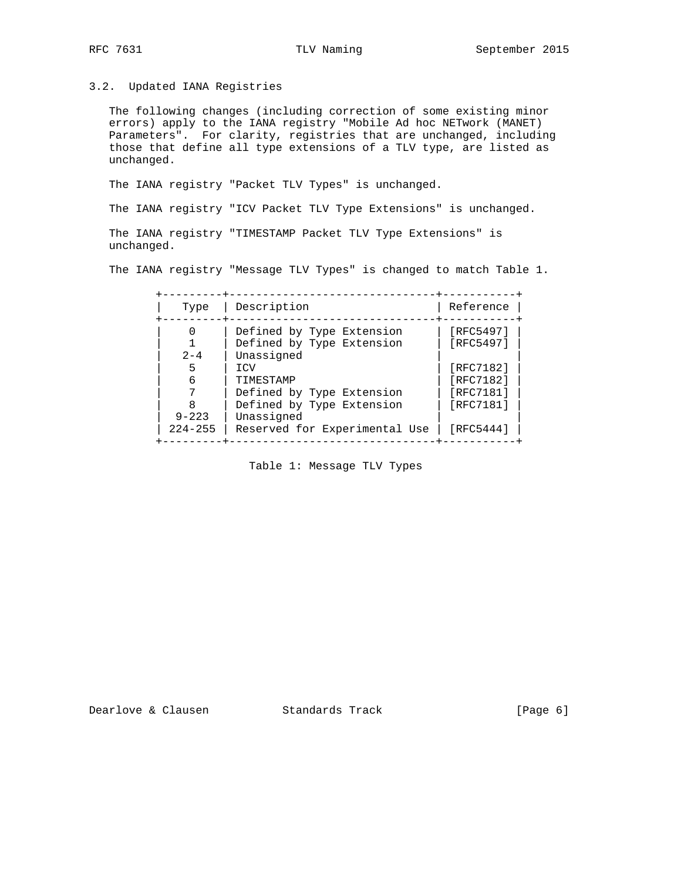### 3.2. Updated IANA Registries

The following changes (including correction of some existing minor errors) apply to the IANA registry "Mobile Ad hoc NETwork (MANET) Parameters". For clarity, registries that are unchanged, including those that define all type extensions of a TLV type, are listed as unchanged.

The IANA registry "Packet TLV Types" is unchanged.

The IANA registry "ICV Packet TLV Type Extensions" is unchanged.

The IANA registry "TIMESTAMP Packet TLV Type Extensions" is unchanged.

The IANA registry "Message TLV Types" is changed to match Table 1.

| Type | Description | Reference |
|---|---|---|
| 0 | Defined by Type Extension | [RFC5497] |
| 1 | Defined by Type Extension | [RFC5497] |
| 2-4 | Unassigned | |
| 5 | ICV | [RFC7182] |
| 6 | TIMESTAMP | [RFC7182] |
| 7 | Defined by Type Extension | [RFC7181] |
| 8 | Defined by Type Extension | [RFC7181] |
| 9-223 | Unassigned | |
| 224-255 | Reserved for Experimental Use | [RFC5444] |

Table 1: Message TLV Types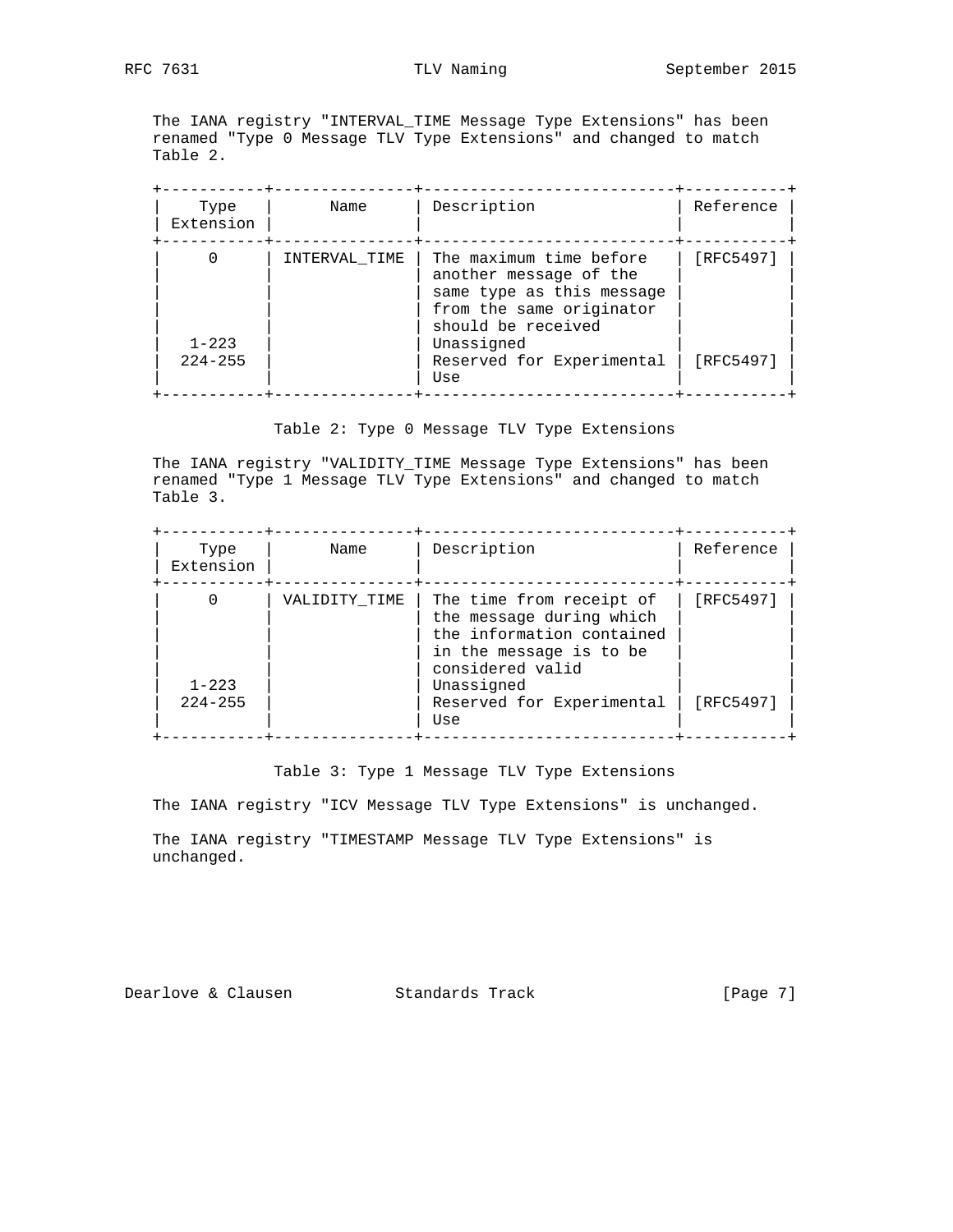The IANA registry "INTERVAL_TIME Message Type Extensions" has been renamed "Type 0 Message TLV Type Extensions" and changed to match Table 2.

| Type Extension | Name | Description | Reference |
| --- | --- | --- | --- |
| 0 | INTERVAL_TIME | The maximum time before another message of the same type as this message from the same originator should be received | [RFC5497] |
| 1-223 | | Unassigned | |
| 224-255 | | Reserved for Experimental Use | [RFC5497] |

Table 2: Type 0 Message TLV Type Extensions

The IANA registry "VALIDITY_TIME Message Type Extensions" has been renamed "Type 1 Message TLV Type Extensions" and changed to match Table 3.

| Type Extension | Name | Description | Reference |
| --- | --- | --- | --- |
| 0 | VALIDITY_TIME | The time from receipt of the message during which the information contained in the message is to be considered valid | [RFC5497] |
| 1-223 | | Unassigned | |
| 224-255 | | Reserved for Experimental Use | [RFC5497] |

Table 3: Type 1 Message TLV Type Extensions

The IANA registry "ICV Message TLV Type Extensions" is unchanged.

The IANA registry "TIMESTAMP Message TLV Type Extensions" is unchanged.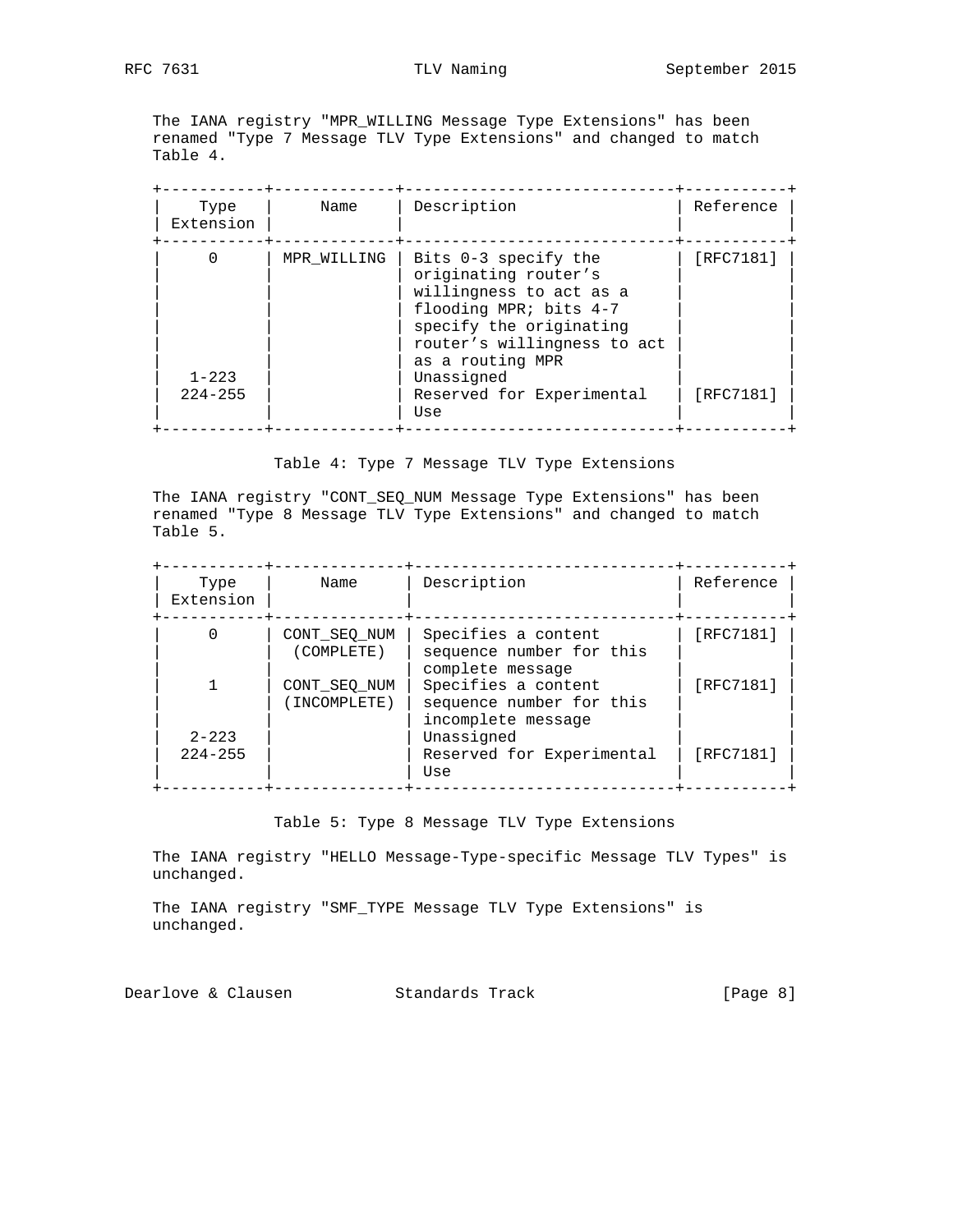The IANA registry "MPR_WILLING Message Type Extensions" has been renamed "Type 7 Message TLV Type Extensions" and changed to match Table 4.

| Type Extension | Name | Description | Reference |
| --- | --- | --- | --- |
| 0 | MPR_WILLING | Bits 0-3 specify the originating router's willingness to act as a flooding MPR; bits 4-7 specify the originating router's willingness to act as a routing MPR | [RFC7181] |
| 1-223 | | Unassigned | |
| 224-255 | | Reserved for Experimental Use | [RFC7181] |

Table 4: Type 7 Message TLV Type Extensions

The IANA registry "CONT_SEQ_NUM Message Type Extensions" has been renamed "Type 8 Message TLV Type Extensions" and changed to match Table 5.

| Type Extension | Name | Description | Reference |
| --- | --- | --- | --- |
| 0 | CONT_SEQ_NUM (COMPLETE) | Specifies a content sequence number for this complete message | [RFC7181] |
| 1 | CONT_SEQ_NUM (INCOMPLETE) | Specifies a content sequence number for this incomplete message | [RFC7181] |
| 2-223 | | Unassigned | |
| 224-255 | | Reserved for Experimental Use | [RFC7181] |

Table 5: Type 8 Message TLV Type Extensions

The IANA registry "HELLO Message-Type-specific Message TLV Types" is unchanged.

The IANA registry "SMF_TYPE Message TLV Type Extensions" is unchanged.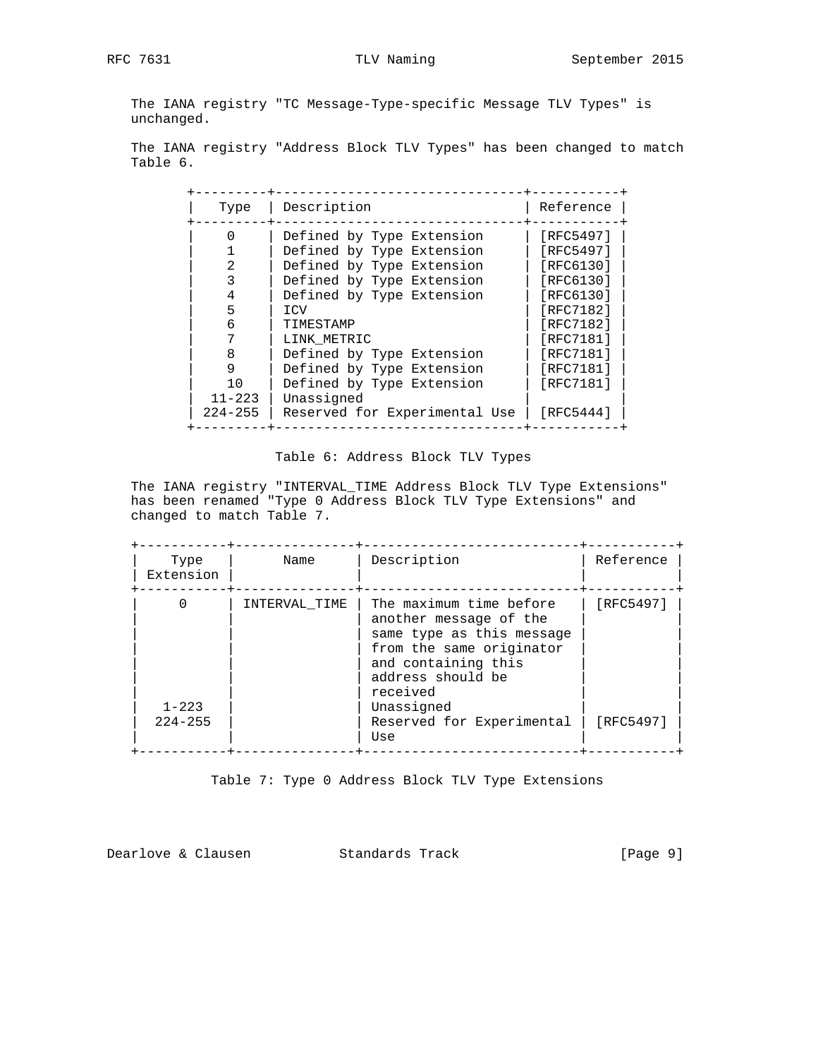The IANA registry "TC Message-Type-specific Message TLV Types" is unchanged.

The IANA registry "Address Block TLV Types" has been changed to match Table 6.

| Type | Description | Reference |
| --- | --- | --- |
| 0 | Defined by Type Extension | [RFC5497] |
| 1 | Defined by Type Extension | [RFC5497] |
| 2 | Defined by Type Extension | [RFC6130] |
| 3 | Defined by Type Extension | [RFC6130] |
| 4 | Defined by Type Extension | [RFC6130] |
| 5 | ICV | [RFC7182] |
| 6 | TIMESTAMP | [RFC7182] |
| 7 | LINK_METRIC | [RFC7181] |
| 8 | Defined by Type Extension | [RFC7181] |
| 9 | Defined by Type Extension | [RFC7181] |
| 10 | Defined by Type Extension | [RFC7181] |
| 11-223 | Unassigned | |
| 224-255 | Reserved for Experimental Use | [RFC5444] |

Table 6: Address Block TLV Types

The IANA registry "INTERVAL_TIME Address Block TLV Type Extensions" has been renamed "Type 0 Address Block TLV Type Extensions" and changed to match Table 7.

| Type Extension | Name | Description | Reference |
| --- | --- | --- | --- |
| 0 | INTERVAL_TIME | The maximum time before another message of the same type as this message from the same originator and containing this address should be received | [RFC5497] |
| 1-223 | | Unassigned | |
| 224-255 | | Reserved for Experimental Use | [RFC5497] |

Table 7: Type 0 Address Block TLV Type Extensions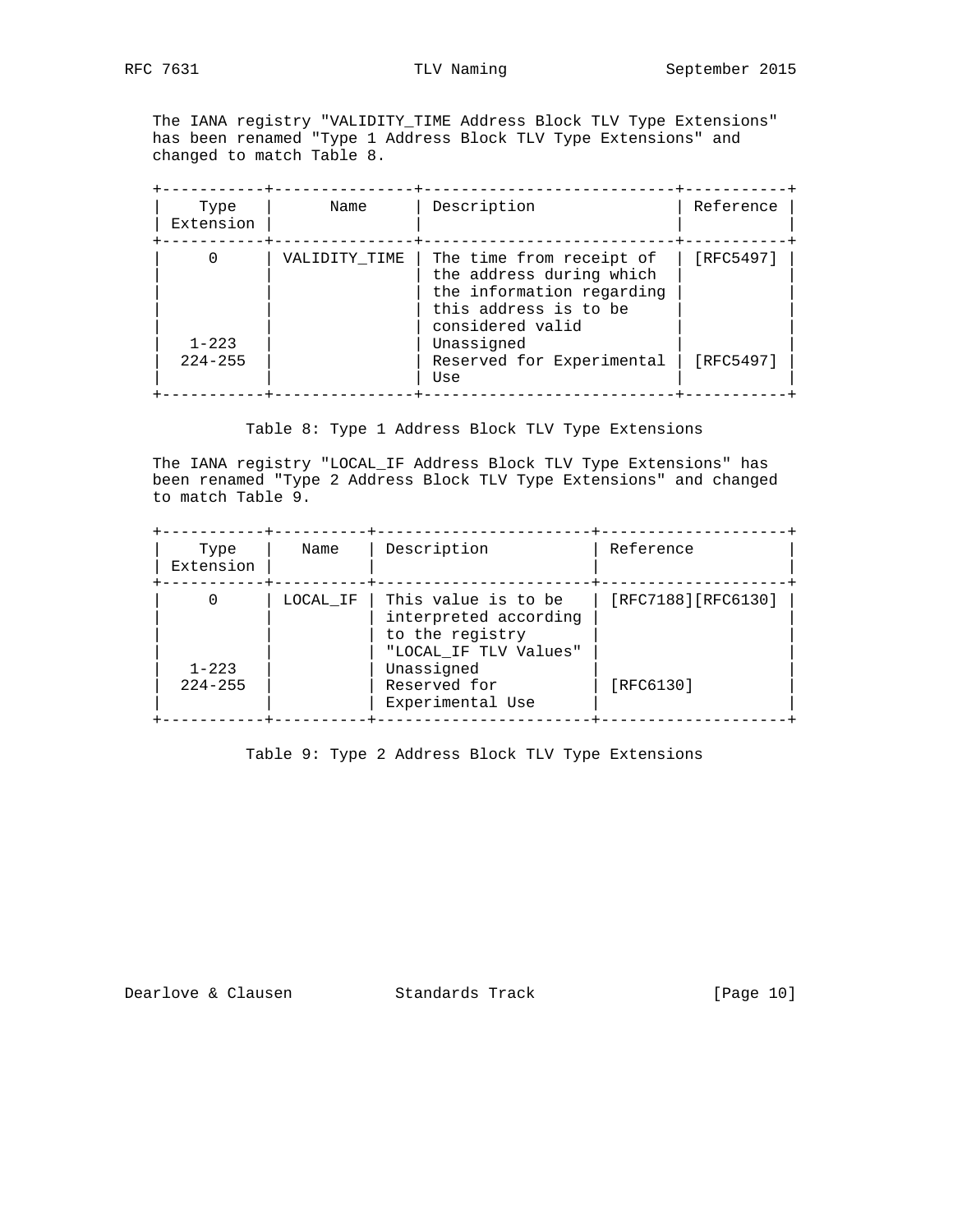The IANA registry "VALIDITY_TIME Address Block TLV Type Extensions" has been renamed "Type 1 Address Block TLV Type Extensions" and changed to match Table 8.

| Type Extension | Name | Description | Reference |
|---|---|---|---|
| 0 | VALIDITY_TIME | The time from receipt of the address during which the information regarding this address is to be considered valid | [RFC5497] |
| 1-223 | | Unassigned | |
| 224-255 | | Reserved for Experimental Use | [RFC5497] |

Table 8: Type 1 Address Block TLV Type Extensions

The IANA registry "LOCAL_IF Address Block TLV Type Extensions" has been renamed "Type 2 Address Block TLV Type Extensions" and changed to match Table 9.

| Type Extension | Name | Description | Reference |
|---|---|---|---|
| 0 | LOCAL_IF | This value is to be interpreted according to the registry "LOCAL_IF TLV Values" | [RFC7188][RFC6130] |
| 1-223 | | Unassigned | |
| 224-255 | | Reserved for Experimental Use | [RFC6130] |

Table 9: Type 2 Address Block TLV Type Extensions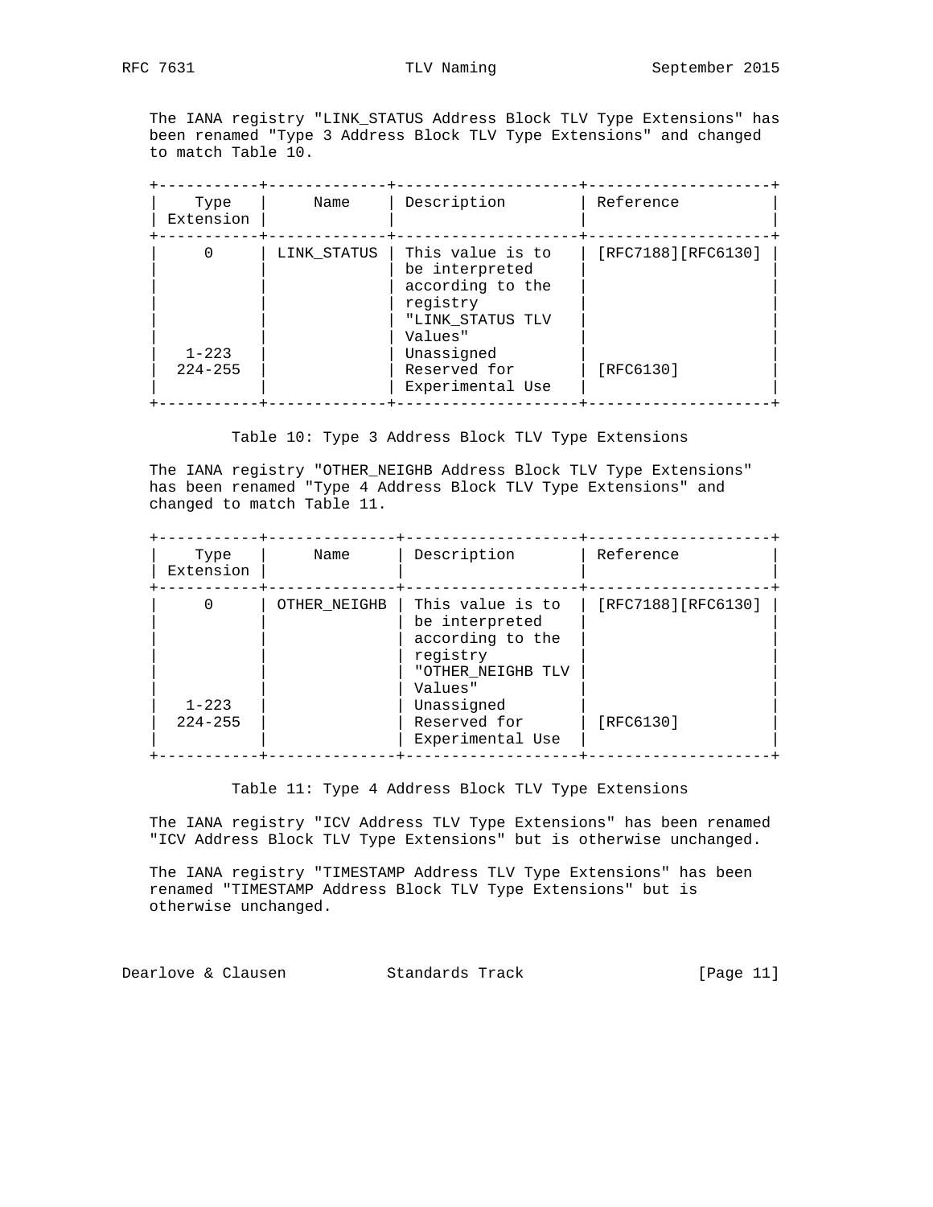The IANA registry "LINK_STATUS Address Block TLV Type Extensions" has been renamed "Type 3 Address Block TLV Type Extensions" and changed to match Table 10.

| Type Extension | Name | Description | Reference |
|---|---|---|---|
| 0 | LINK_STATUS | This value is to be interpreted according to the registry "LINK_STATUS TLV Values" | [RFC7188][RFC6130] |
| 1-223 | | Unassigned | |
| 224-255 | | Reserved for Experimental Use | [RFC6130] |

Table 10: Type 3 Address Block TLV Type Extensions

The IANA registry "OTHER_NEIGHB Address Block TLV Type Extensions" has been renamed "Type 4 Address Block TLV Type Extensions" and changed to match Table 11.

| Type Extension | Name | Description | Reference |
|---|---|---|---|
| 0 | OTHER_NEIGHB | This value is to be interpreted according to the registry "OTHER_NEIGHB TLV Values" | [RFC7188][RFC6130] |
| 1-223 | | Unassigned | |
| 224-255 | | Reserved for Experimental Use | [RFC6130] |

Table 11: Type 4 Address Block TLV Type Extensions

The IANA registry "ICV Address TLV Type Extensions" has been renamed "ICV Address Block TLV Type Extensions" but is otherwise unchanged.

The IANA registry "TIMESTAMP Address TLV Type Extensions" has been renamed "TIMESTAMP Address Block TLV Type Extensions" but is otherwise unchanged.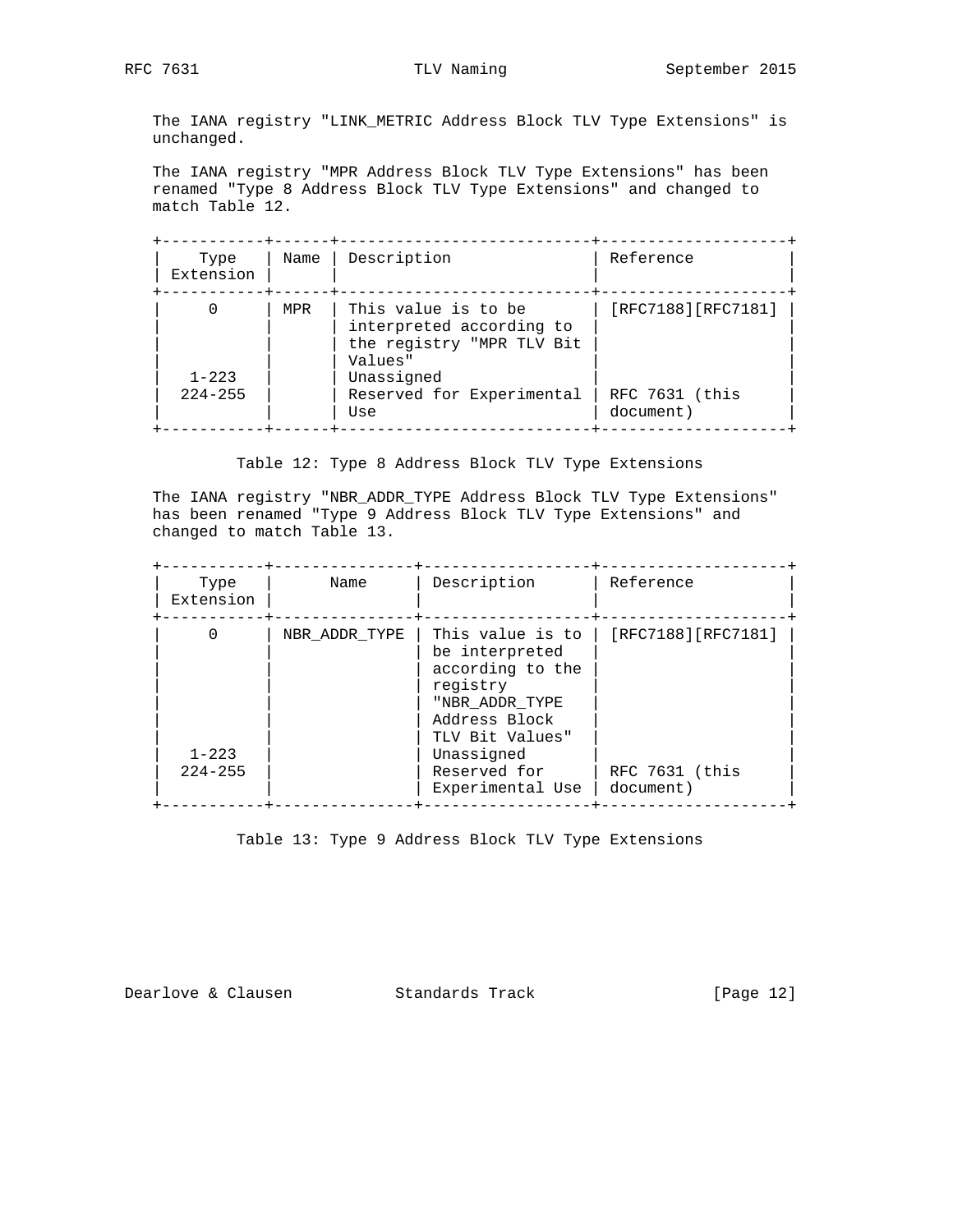The IANA registry "LINK_METRIC Address Block TLV Type Extensions" is unchanged.

The IANA registry "MPR Address Block TLV Type Extensions" has been renamed "Type 8 Address Block TLV Type Extensions" and changed to match Table 12.

| Type Extension | Name | Description | Reference |
|---|---|---|---|
| 0 | MPR | This value is to be interpreted according to the registry "MPR TLV Bit Values" | [RFC7188][RFC7181] |
| 1-223 | | Unassigned | |
| 224-255 | | Reserved for Experimental Use | RFC 7631 (this document) |

Table 12: Type 8 Address Block TLV Type Extensions

The IANA registry "NBR_ADDR_TYPE Address Block TLV Type Extensions" has been renamed "Type 9 Address Block TLV Type Extensions" and changed to match Table 13.

| Type Extension | Name | Description | Reference |
|---|---|---|---|
| 0 | NBR_ADDR_TYPE | This value is to be interpreted according to the registry "NBR_ADDR_TYPE Address Block TLV Bit Values" | [RFC7188][RFC7181] |
| 1-223 | | Unassigned | |
| 224-255 | | Reserved for Experimental Use | RFC 7631 (this document) |

Table 13: Type 9 Address Block TLV Type Extensions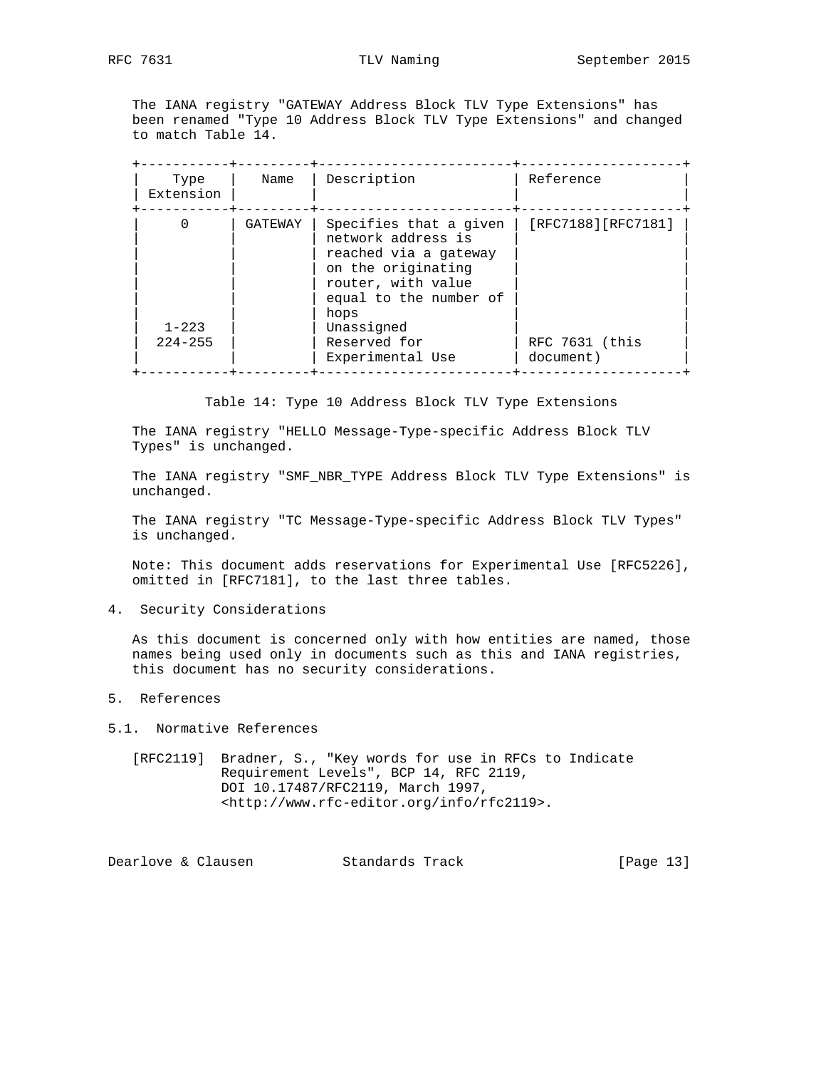The IANA registry "GATEWAY Address Block TLV Type Extensions" has been renamed "Type 10 Address Block TLV Type Extensions" and changed to match Table 14.

| Type Extension | Name | Description | Reference |
| --- | --- | --- | --- |
| 0 | GATEWAY | Specifies that a given network address is reached via a gateway on the originating router, with value equal to the number of hops | [RFC7188][RFC7181] |
| 1-223 | | Unassigned | |
| 224-255 | | Reserved for Experimental Use | RFC 7631 (this document) |

Table 14: Type 10 Address Block TLV Type Extensions

The IANA registry "HELLO Message-Type-specific Address Block TLV Types" is unchanged.

The IANA registry "SMF_NBR_TYPE Address Block TLV Type Extensions" is unchanged.

The IANA registry "TC Message-Type-specific Address Block TLV Types" is unchanged.

Note: This document adds reservations for Experimental Use [RFC5226], omitted in [RFC7181], to the last three tables.

## 4. Security Considerations

As this document is concerned only with how entities are named, those names being used only in documents such as this and IANA registries, this document has no security considerations.

## 5. References

### 5.1. Normative References

[RFC2119] Bradner, S., "Key words for use in RFCs to Indicate Requirement Levels", BCP 14, RFC 2119, DOI 10.17487/RFC2119, March 1997, <http://www.rfc-editor.org/info/rfc2119>.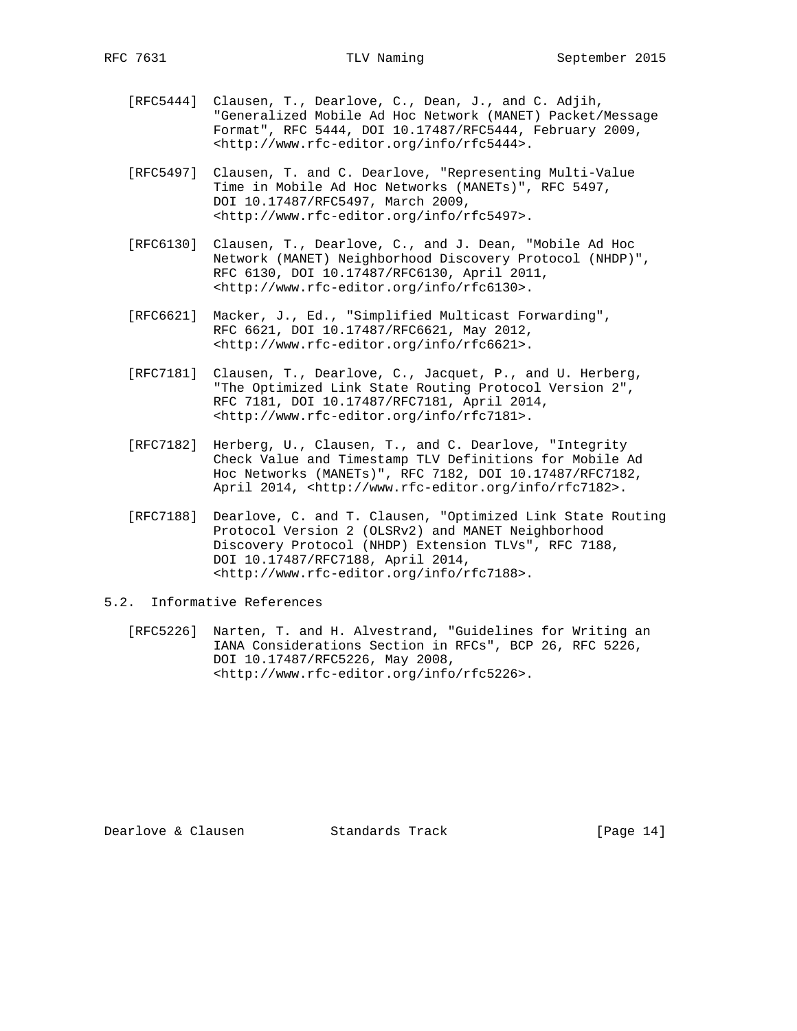[RFC5444] Clausen, T., Dearlove, C., Dean, J., and C. Adjih, "Generalized Mobile Ad Hoc Network (MANET) Packet/Message Format", RFC 5444, DOI 10.17487/RFC5444, February 2009, <http://www.rfc-editor.org/info/rfc5444>.

[RFC5497] Clausen, T. and C. Dearlove, "Representing Multi-Value Time in Mobile Ad Hoc Networks (MANETs)", RFC 5497, DOI 10.17487/RFC5497, March 2009, <http://www.rfc-editor.org/info/rfc5497>.

[RFC6130] Clausen, T., Dearlove, C., and J. Dean, "Mobile Ad Hoc Network (MANET) Neighborhood Discovery Protocol (NHDP)", RFC 6130, DOI 10.17487/RFC6130, April 2011, <http://www.rfc-editor.org/info/rfc6130>.

[RFC6621] Macker, J., Ed., "Simplified Multicast Forwarding", RFC 6621, DOI 10.17487/RFC6621, May 2012, <http://www.rfc-editor.org/info/rfc6621>.

[RFC7181] Clausen, T., Dearlove, C., Jacquet, P., and U. Herberg, "The Optimized Link State Routing Protocol Version 2", RFC 7181, DOI 10.17487/RFC7181, April 2014, <http://www.rfc-editor.org/info/rfc7181>.

[RFC7182] Herberg, U., Clausen, T., and C. Dearlove, "Integrity Check Value and Timestamp TLV Definitions for Mobile Ad Hoc Networks (MANETs)", RFC 7182, DOI 10.17487/RFC7182, April 2014, <http://www.rfc-editor.org/info/rfc7182>.

[RFC7188] Dearlove, C. and T. Clausen, "Optimized Link State Routing Protocol Version 2 (OLSRv2) and MANET Neighborhood Discovery Protocol (NHDP) Extension TLVs", RFC 7188, DOI 10.17487/RFC7188, April 2014, <http://www.rfc-editor.org/info/rfc7188>.

## 5.2. Informative References

[RFC5226] Narten, T. and H. Alvestrand, "Guidelines for Writing an IANA Considerations Section in RFCs", BCP 26, RFC 5226, DOI 10.17487/RFC5226, May 2008, <http://www.rfc-editor.org/info/rfc5226>.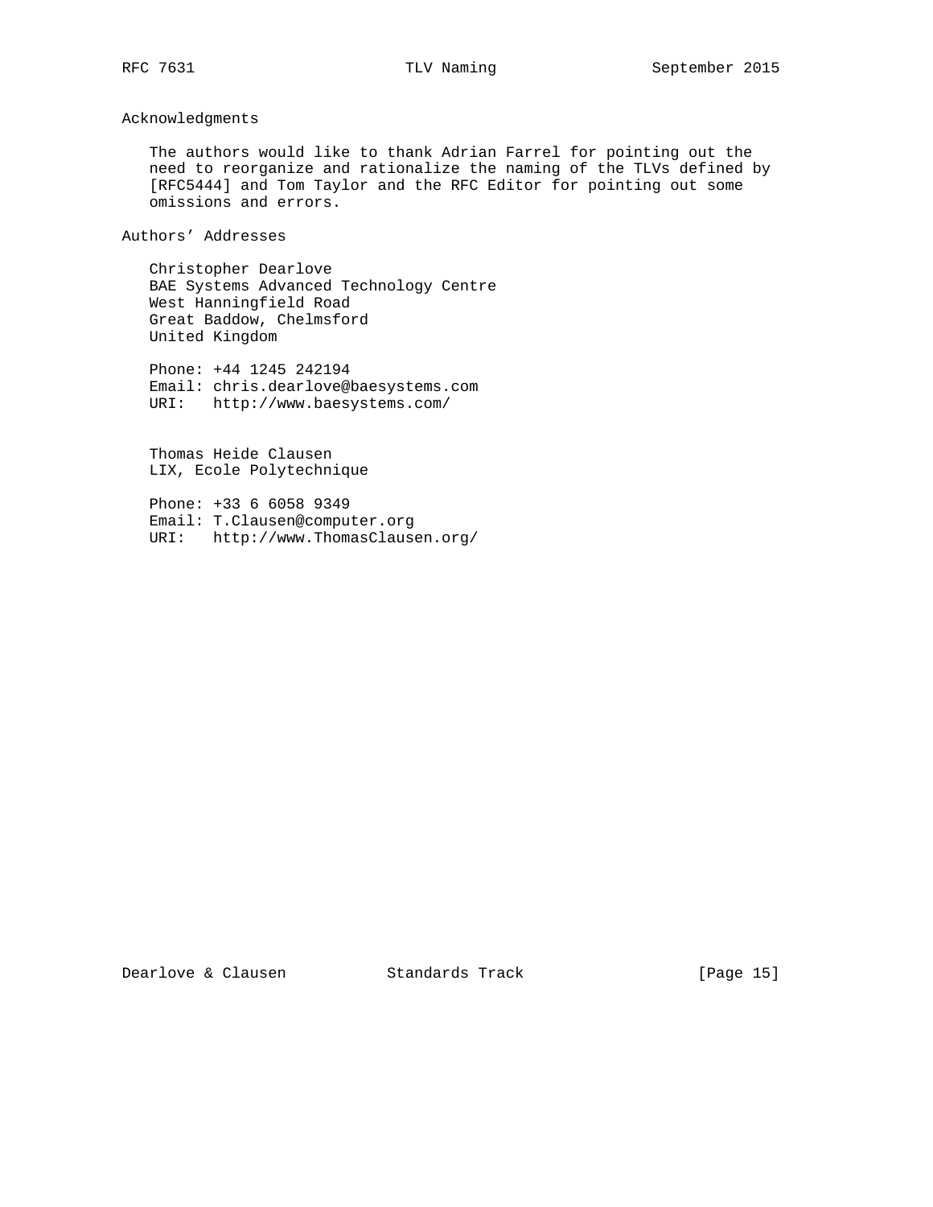## Acknowledgments

The authors would like to thank Adrian Farrel for pointing out the need to reorganize and rationalize the naming of the TLVs defined by [RFC5444] and Tom Taylor and the RFC Editor for pointing out some omissions and errors.

## Authors' Addresses

Christopher Dearlove
BAE Systems Advanced Technology Centre
West Hanningfield Road
Great Baddow, Chelmsford
United Kingdom

Phone: +44 1245 242194
Email: chris.dearlove@baesystems.com
URI: http://www.baesystems.com/

Thomas Heide Clausen
LIX, Ecole Polytechnique

Phone: +33 6 6058 9349
Email: T.Clausen@computer.org
URI: http://www.ThomasClausen.org/